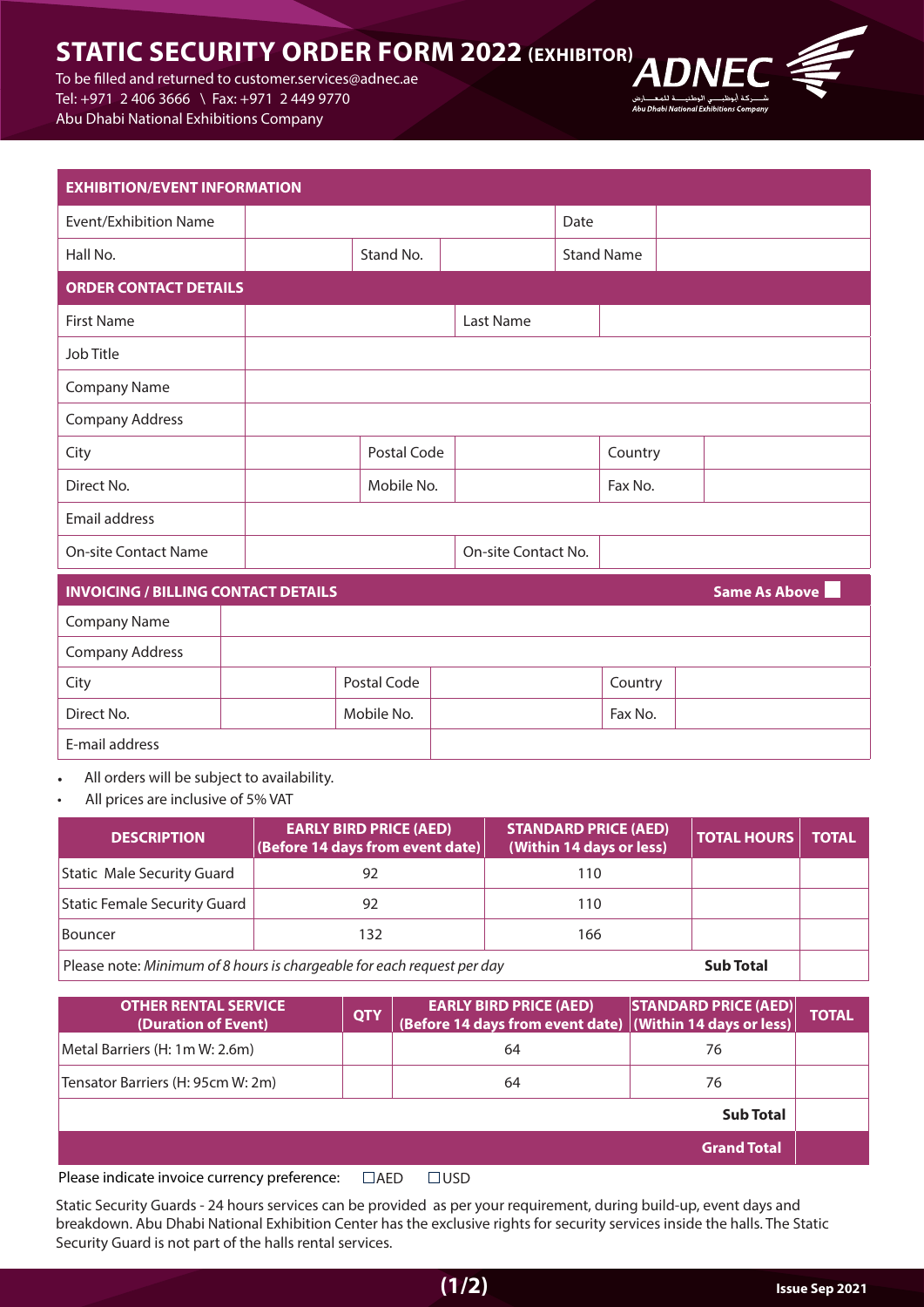# STATIC SECURITY ORDER FORM 2022 (EXHIBITOR)

To be filled and returned to customer.services@adnec.ae
Tel: +971 2 406 3666 \ Fax: +971 2 449 9770
Abu Dhabi National Exhibitions Company

ADNEC
شـركـة أبوظبـي الوطنيـة للمعـارض
Abu Dhabi National Exhibitions Company

| EXHIBITION/EVENT INFORMATION | | | | | |
|---|---|---|---|---|---|
| Event/Exhibition Name | | | | Date | |
| Hall No. | | Stand No. | | Stand Name | |

| ORDER CONTACT DETAILS | | | | | |
|---|---|---|---|---|---|
| First Name | | | Last Name | | |
| Job Title | | | | | |
| Company Name | | | | | |
| Company Address | | | | | |
| City | | Postal Code | | Country | |
| Direct No. | | Mobile No. | | Fax No. | |
| Email address | | | | | |
| On-site Contact Name | | | On-site Contact No. | | |

| INVOICING / BILLING CONTACT DETAILS | | | | Same As Above ☐ | |
|---|---|---|---|---|---|
| Company Name | | | | | |
| Company Address | | | | | |
| City | | Postal Code | | Country | |
| Direct No. | | Mobile No. | | Fax No. | |
| E-mail address | | | | | |

- All orders will be subject to availability.
- All prices are inclusive of 5% VAT

| DESCRIPTION | EARLY BIRD PRICE (AED) (Before 14 days from event date) | STANDARD PRICE (AED) (Within 14 days or less) | TOTAL HOURS | TOTAL |
|---|---|---|---|---|
| Static Male Security Guard | 92 | 110 | | |
| Static Female Security Guard | 92 | 110 | | |
| Bouncer | 132 | 166 | | |
| Please note: *Minimum of 8 hours is chargeable for each request per day* | | | **Sub Total** | |

| OTHER RENTAL SERVICE (Duration of Event) | QTY | EARLY BIRD PRICE (AED) (Before 14 days from event date) | STANDARD PRICE (AED) (Within 14 days or less) | TOTAL |
|---|---|---|---|---|
| Metal Barriers (H: 1m W: 2.6m) | | 64 | 76 | |
| Tensator Barriers (H: 95cm W: 2m) | | 64 | 76 | |
| | | | **Sub Total** | |
| | | | **Grand Total** | |

Please indicate invoice currency preference: ☐AED ☐USD

Static Security Guards - 24 hours services can be provided as per your requirement, during build-up, event days and breakdown. Abu Dhabi National Exhibition Center has the exclusive rights for security services inside the halls. The Static Security Guard is not part of the halls rental services.

Issue Sep 2021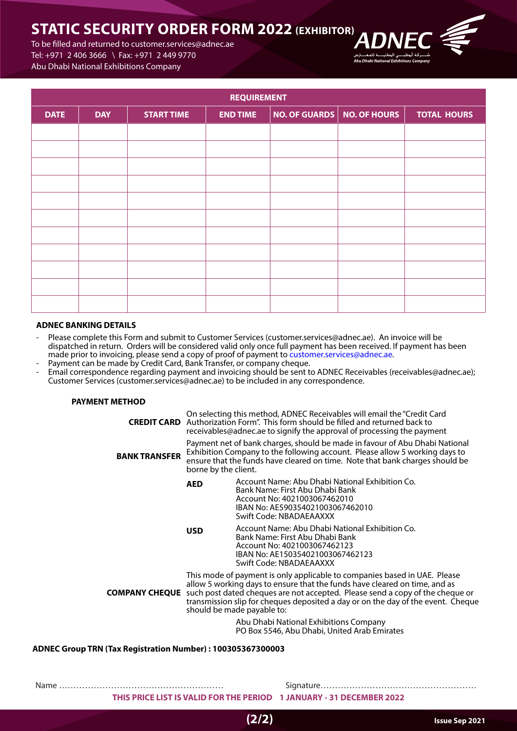# STATIC SECURITY ORDER FORM 2022 (EXHIBITOR)

To be filled and returned to customer.services@adnec.ae
Tel: +971 2 406 3666 \ Fax: +971 2 449 9770
Abu Dhabi National Exhibitions Company

| REQUIREMENT | | | | | | |
|---|---|---|---|---|---|---|
| DATE | DAY | START TIME | END TIME | NO. OF GUARDS | NO. OF HOURS | TOTAL HOURS |
| | | | | | | |
| | | | | | | |
| | | | | | | |
| | | | | | | |
| | | | | | | |
| | | | | | | |
| | | | | | | |
| | | | | | | |
| | | | | | | |
| | | | | | | |
| | | | | | | |

**ADNEC BANKING DETAILS**

- Please complete this Form and submit to Customer Services (customer.services@adnec.ae). An invoice will be dispatched in return. Orders will be considered valid only once full payment has been received. If payment has been made prior to invoicing, please send a copy of proof of payment to customer.services@adnec.ae.
- Payment can be made by Credit Card, Bank Transfer, or company cheque.
- Email correspondence regarding payment and invoicing should be sent to ADNEC Receivables (receivables@adnec.ae); Customer Services (customer.services@adnec.ae) to be included in any correspondence.

**PAYMENT METHOD**

**CREDIT CARD** On selecting this method, ADNEC Receivables will email the "Credit Card Authorization Form". This form should be filled and returned back to receivables@adnec.ae to signify the approval of processing the payment

**BANK TRANSFER** Payment net of bank charges, should be made in favour of Abu Dhabi National Exhibition Company to the following account. Please allow 5 working days to ensure that the funds have cleared on time. Note that bank charges should be borne by the client.

**AED**
Account Name: Abu Dhabi National Exhibition Co.
Bank Name: First Abu Dhabi Bank
Account No: 4021003067462010
IBAN No: AE590354021003067462010
Swift Code: NBADAEAAXXX

**USD**
Account Name: Abu Dhabi National Exhibition Co.
Bank Name: First Abu Dhabi Bank
Account No: 4021003067462123
IBAN No: AE150354021003067462123
Swift Code: NBADAEAAXXX

**COMPANY CHEQUE** This mode of payment is only applicable to companies based in UAE. Please allow 5 working days to ensure that the funds have cleared on time, and as such post dated cheques are not accepted. Please send a copy of the cheque or transmission slip for cheques deposited a day or on the day of the event. Cheque should be made payable to:

Abu Dhabi National Exhibitions Company
PO Box 5546, Abu Dhabi, United Arab Emirates

**ADNEC Group TRN (Tax Registration Number) : 100305367300003**

Name ........................................................ Signature........................................................

**THIS PRICE LIST IS VALID FOR THE PERIOD 1 JANUARY - 31 DECEMBER 2022**

Issue Sep 2021